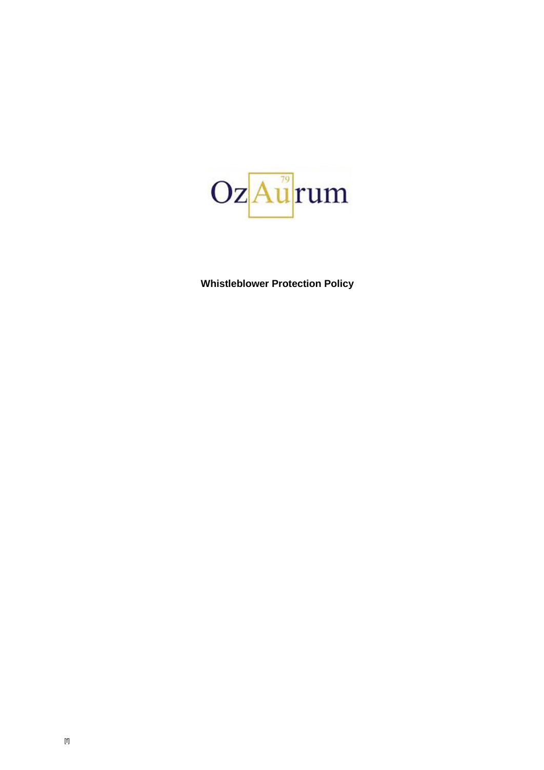OzAurum

**Whistleblower Protection Policy**

[f]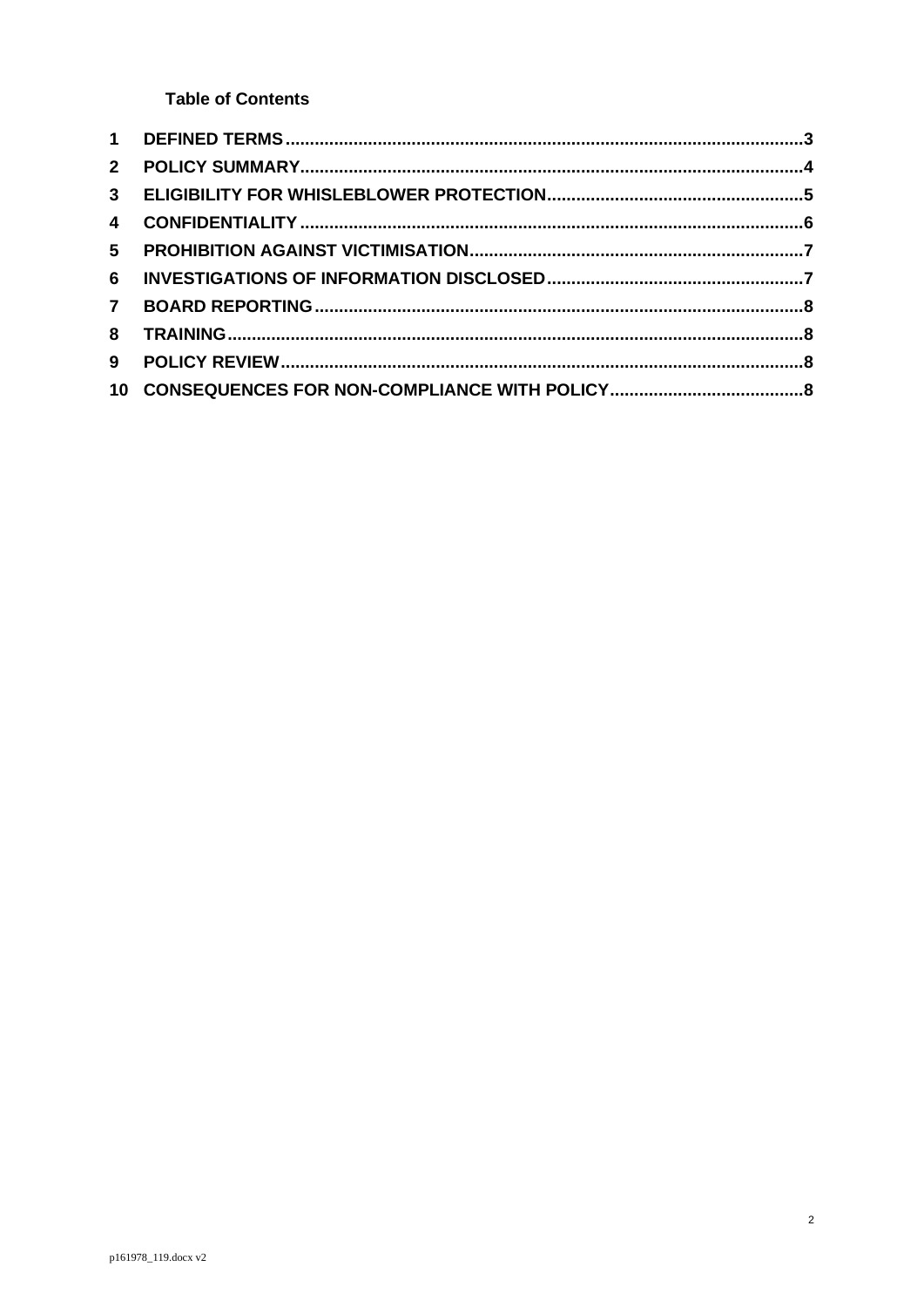**Table of Contents**

| | | |
|---|---|---|
| 1 | DEFINED TERMS | 3 |
| 2 | POLICY SUMMARY | 4 |
| 3 | ELIGIBILITY FOR WHISLEBLOWER PROTECTION | 5 |
| 4 | CONFIDENTIALITY | 6 |
| 5 | PROHIBITION AGAINST VICTIMISATION | 7 |
| 6 | INVESTIGATIONS OF INFORMATION DISCLOSED | 7 |
| 7 | BOARD REPORTING | 8 |
| 8 | TRAINING | 8 |
| 9 | POLICY REVIEW | 8 |
| 10 | CONSEQUENCES FOR NON-COMPLIANCE WITH POLICY | 8 |

p161978_119.docx v2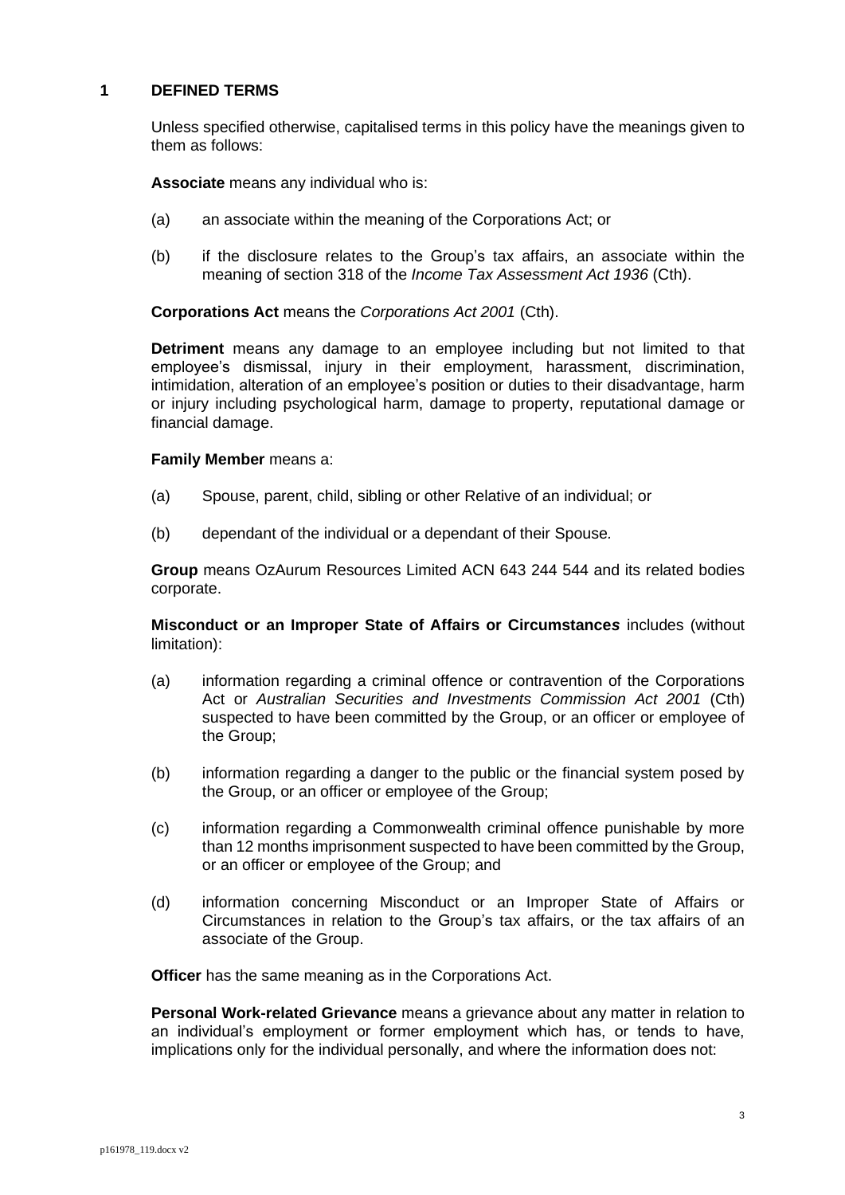# 1 DEFINED TERMS

Unless specified otherwise, capitalised terms in this policy have the meanings given to them as follows:

**Associate** means any individual who is:

(a) an associate within the meaning of the Corporations Act; or

(b) if the disclosure relates to the Group's tax affairs, an associate within the meaning of section 318 of the *Income Tax Assessment Act 1936* (Cth).

**Corporations Act** means the *Corporations Act 2001* (Cth).

**Detriment** means any damage to an employee including but not limited to that employee's dismissal, injury in their employment, harassment, discrimination, intimidation, alteration of an employee's position or duties to their disadvantage, harm or injury including psychological harm, damage to property, reputational damage or financial damage.

**Family Member** means a:

(a) Spouse, parent, child, sibling or other Relative of an individual; or

(b) dependant of the individual or a dependant of their Spouse.

**Group** means OzAurum Resources Limited ACN 643 244 544 and its related bodies corporate.

**Misconduct or an Improper State of Affairs or Circumstances** includes (without limitation):

(a) information regarding a criminal offence or contravention of the Corporations Act or *Australian Securities and Investments Commission Act 2001* (Cth) suspected to have been committed by the Group, or an officer or employee of the Group;

(b) information regarding a danger to the public or the financial system posed by the Group, or an officer or employee of the Group;

(c) information regarding a Commonwealth criminal offence punishable by more than 12 months imprisonment suspected to have been committed by the Group, or an officer or employee of the Group; and

(d) information concerning Misconduct or an Improper State of Affairs or Circumstances in relation to the Group's tax affairs, or the tax affairs of an associate of the Group.

**Officer** has the same meaning as in the Corporations Act.

**Personal Work-related Grievance** means a grievance about any matter in relation to an individual's employment or former employment which has, or tends to have, implications only for the individual personally, and where the information does not: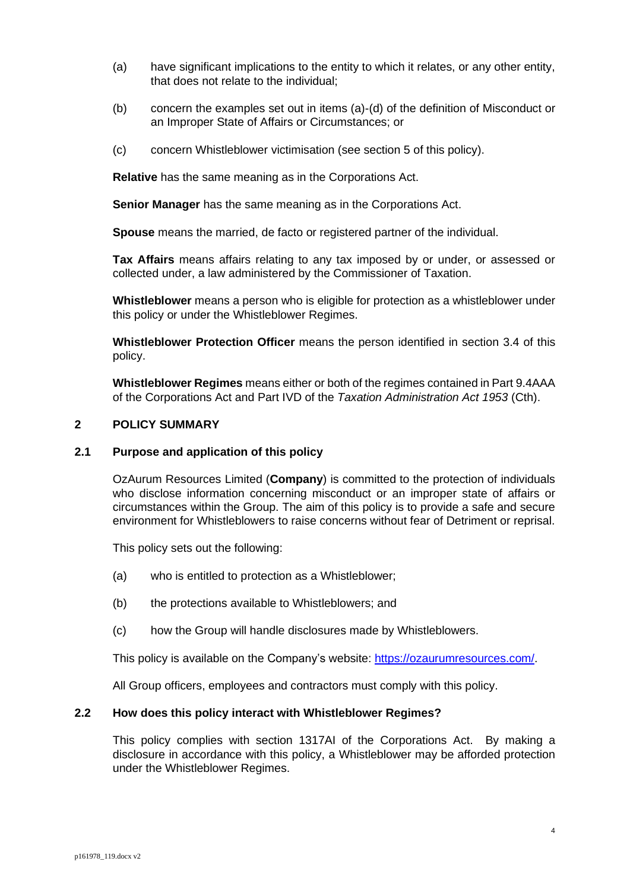(a) have significant implications to the entity to which it relates, or any other entity, that does not relate to the individual;

(b) concern the examples set out in items (a)-(d) of the definition of Misconduct or an Improper State of Affairs or Circumstances; or

(c) concern Whistleblower victimisation (see section 5 of this policy).

**Relative** has the same meaning as in the Corporations Act.

**Senior Manager** has the same meaning as in the Corporations Act.

**Spouse** means the married, de facto or registered partner of the individual.

**Tax Affairs** means affairs relating to any tax imposed by or under, or assessed or collected under, a law administered by the Commissioner of Taxation.

**Whistleblower** means a person who is eligible for protection as a whistleblower under this policy or under the Whistleblower Regimes.

**Whistleblower Protection Officer** means the person identified in section 3.4 of this policy.

**Whistleblower Regimes** means either or both of the regimes contained in Part 9.4AAA of the Corporations Act and Part IVD of the *Taxation Administration Act 1953* (Cth).

## 2 POLICY SUMMARY

### 2.1 Purpose and application of this policy

OzAurum Resources Limited (**Company**) is committed to the protection of individuals who disclose information concerning misconduct or an improper state of affairs or circumstances within the Group. The aim of this policy is to provide a safe and secure environment for Whistleblowers to raise concerns without fear of Detriment or reprisal.

This policy sets out the following:

(a) who is entitled to protection as a Whistleblower;

(b) the protections available to Whistleblowers; and

(c) how the Group will handle disclosures made by Whistleblowers.

This policy is available on the Company's website: https://ozaurumresources.com/.

All Group officers, employees and contractors must comply with this policy.

### 2.2 How does this policy interact with Whistleblower Regimes?

This policy complies with section 1317AI of the Corporations Act. By making a disclosure in accordance with this policy, a Whistleblower may be afforded protection under the Whistleblower Regimes.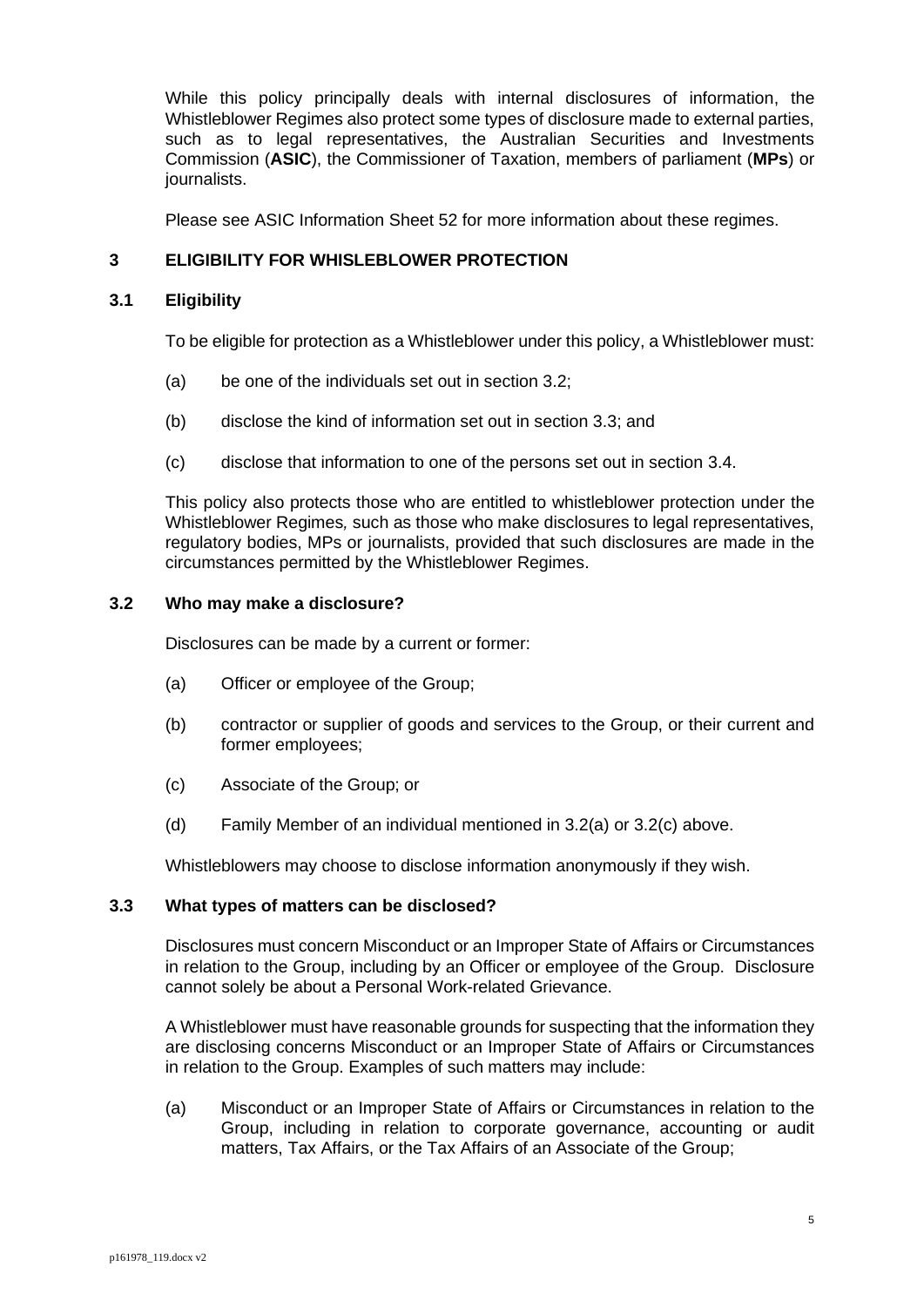While this policy principally deals with internal disclosures of information, the Whistleblower Regimes also protect some types of disclosure made to external parties, such as to legal representatives, the Australian Securities and Investments Commission (**ASIC**), the Commissioner of Taxation, members of parliament (**MPs**) or journalists.

Please see ASIC Information Sheet 52 for more information about these regimes.

## 3 ELIGIBILITY FOR WHISLEBLOWER PROTECTION

### 3.1 Eligibility

To be eligible for protection as a Whistleblower under this policy, a Whistleblower must:

(a) be one of the individuals set out in section 3.2;

(b) disclose the kind of information set out in section 3.3; and

(c) disclose that information to one of the persons set out in section 3.4.

This policy also protects those who are entitled to whistleblower protection under the Whistleblower Regimes*,* such as those who make disclosures to legal representatives, regulatory bodies, MPs or journalists, provided that such disclosures are made in the circumstances permitted by the Whistleblower Regimes.

### 3.2 Who may make a disclosure?

Disclosures can be made by a current or former:

(a) Officer or employee of the Group;

(b) contractor or supplier of goods and services to the Group, or their current and former employees;

(c) Associate of the Group; or

(d) Family Member of an individual mentioned in 3.2(a) or 3.2(c) above.

Whistleblowers may choose to disclose information anonymously if they wish.

### 3.3 What types of matters can be disclosed?

Disclosures must concern Misconduct or an Improper State of Affairs or Circumstances in relation to the Group, including by an Officer or employee of the Group. Disclosure cannot solely be about a Personal Work-related Grievance.

A Whistleblower must have reasonable grounds for suspecting that the information they are disclosing concerns Misconduct or an Improper State of Affairs or Circumstances in relation to the Group. Examples of such matters may include:

(a) Misconduct or an Improper State of Affairs or Circumstances in relation to the Group, including in relation to corporate governance, accounting or audit matters, Tax Affairs, or the Tax Affairs of an Associate of the Group;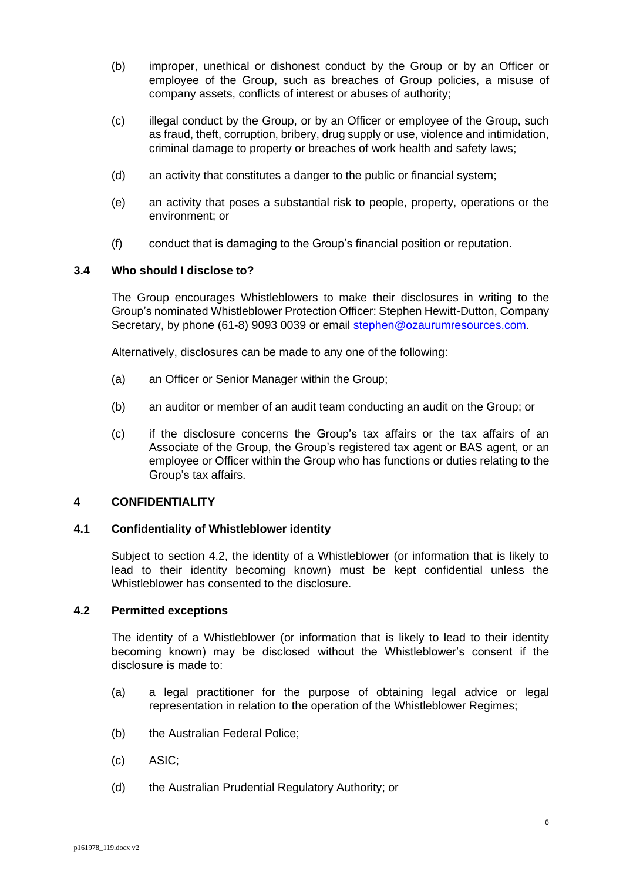(b) improper, unethical or dishonest conduct by the Group or by an Officer or employee of the Group, such as breaches of Group policies, a misuse of company assets, conflicts of interest or abuses of authority;

(c) illegal conduct by the Group, or by an Officer or employee of the Group, such as fraud, theft, corruption, bribery, drug supply or use, violence and intimidation, criminal damage to property or breaches of work health and safety laws;

(d) an activity that constitutes a danger to the public or financial system;

(e) an activity that poses a substantial risk to people, property, operations or the environment; or

(f) conduct that is damaging to the Group's financial position or reputation.

### 3.4 Who should I disclose to?

The Group encourages Whistleblowers to make their disclosures in writing to the Group's nominated Whistleblower Protection Officer: Stephen Hewitt-Dutton, Company Secretary, by phone (61-8) 9093 0039 or email [stephen@ozaurumresources.com](mailto:stephen@ozaurumresources.com).

Alternatively, disclosures can be made to any one of the following:

(a) an Officer or Senior Manager within the Group;

(b) an auditor or member of an audit team conducting an audit on the Group; or

(c) if the disclosure concerns the Group's tax affairs or the tax affairs of an Associate of the Group, the Group's registered tax agent or BAS agent, or an employee or Officer within the Group who has functions or duties relating to the Group's tax affairs.

## 4 CONFIDENTIALITY

### 4.1 Confidentiality of Whistleblower identity

Subject to section 4.2, the identity of a Whistleblower (or information that is likely to lead to their identity becoming known) must be kept confidential unless the Whistleblower has consented to the disclosure.

### 4.2 Permitted exceptions

The identity of a Whistleblower (or information that is likely to lead to their identity becoming known) may be disclosed without the Whistleblower's consent if the disclosure is made to:

(a) a legal practitioner for the purpose of obtaining legal advice or legal representation in relation to the operation of the Whistleblower Regimes;

(b) the Australian Federal Police;

(c) ASIC;

(d) the Australian Prudential Regulatory Authority; or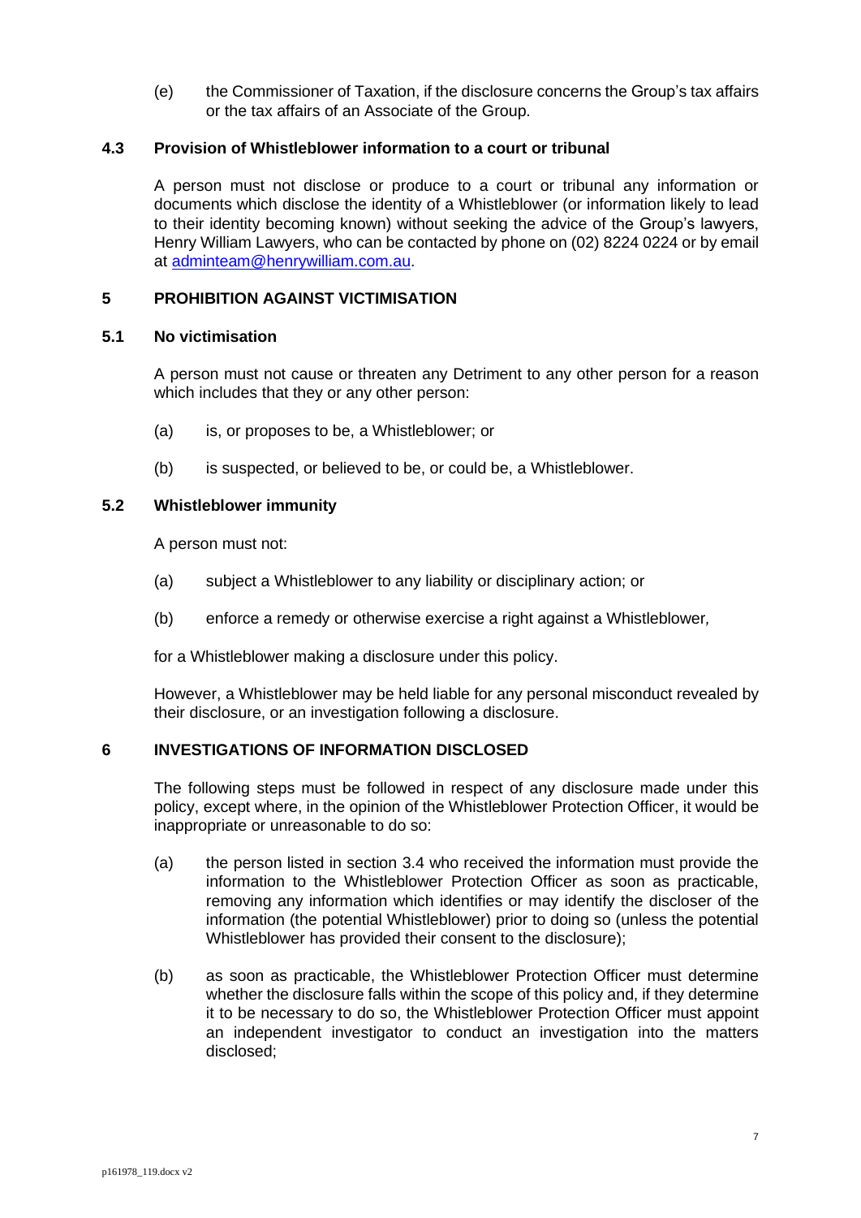(e) the Commissioner of Taxation, if the disclosure concerns the Group's tax affairs or the tax affairs of an Associate of the Group.

### 4.3 Provision of Whistleblower information to a court or tribunal

A person must not disclose or produce to a court or tribunal any information or documents which disclose the identity of a Whistleblower (or information likely to lead to their identity becoming known) without seeking the advice of the Group's lawyers, Henry William Lawyers, who can be contacted by phone on (02) 8224 0224 or by email at adminteam@henrywilliam.com.au.

## 5 PROHIBITION AGAINST VICTIMISATION

### 5.1 No victimisation

A person must not cause or threaten any Detriment to any other person for a reason which includes that they or any other person:

(a) is, or proposes to be, a Whistleblower; or

(b) is suspected, or believed to be, or could be, a Whistleblower.

### 5.2 Whistleblower immunity

A person must not:

(a) subject a Whistleblower to any liability or disciplinary action; or

(b) enforce a remedy or otherwise exercise a right against a Whistleblower,

for a Whistleblower making a disclosure under this policy.

However, a Whistleblower may be held liable for any personal misconduct revealed by their disclosure, or an investigation following a disclosure.

## 6 INVESTIGATIONS OF INFORMATION DISCLOSED

The following steps must be followed in respect of any disclosure made under this policy, except where, in the opinion of the Whistleblower Protection Officer, it would be inappropriate or unreasonable to do so:

(a) the person listed in section 3.4 who received the information must provide the information to the Whistleblower Protection Officer as soon as practicable, removing any information which identifies or may identify the discloser of the information (the potential Whistleblower) prior to doing so (unless the potential Whistleblower has provided their consent to the disclosure);

(b) as soon as practicable, the Whistleblower Protection Officer must determine whether the disclosure falls within the scope of this policy and, if they determine it to be necessary to do so, the Whistleblower Protection Officer must appoint an independent investigator to conduct an investigation into the matters disclosed;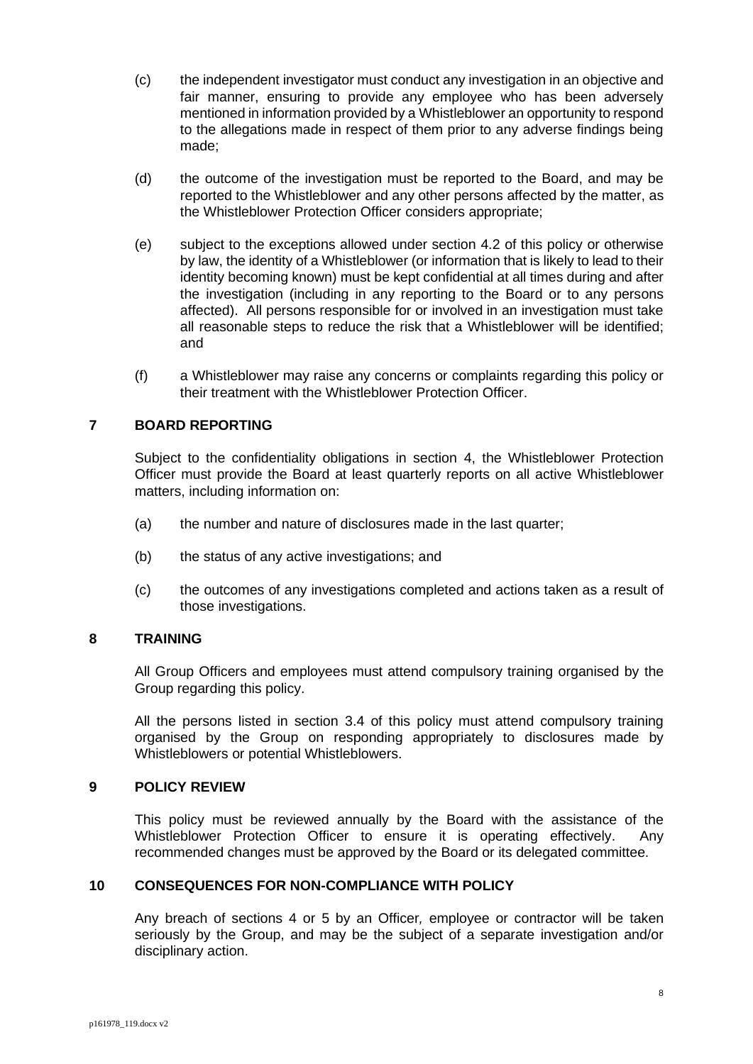(c) the independent investigator must conduct any investigation in an objective and fair manner, ensuring to provide any employee who has been adversely mentioned in information provided by a Whistleblower an opportunity to respond to the allegations made in respect of them prior to any adverse findings being made;

(d) the outcome of the investigation must be reported to the Board, and may be reported to the Whistleblower and any other persons affected by the matter, as the Whistleblower Protection Officer considers appropriate;

(e) subject to the exceptions allowed under section 4.2 of this policy or otherwise by law, the identity of a Whistleblower (or information that is likely to lead to their identity becoming known) must be kept confidential at all times during and after the investigation (including in any reporting to the Board or to any persons affected). All persons responsible for or involved in an investigation must take all reasonable steps to reduce the risk that a Whistleblower will be identified; and

(f) a Whistleblower may raise any concerns or complaints regarding this policy or their treatment with the Whistleblower Protection Officer.

## 7 BOARD REPORTING

Subject to the confidentiality obligations in section 4, the Whistleblower Protection Officer must provide the Board at least quarterly reports on all active Whistleblower matters, including information on:

(a) the number and nature of disclosures made in the last quarter;

(b) the status of any active investigations; and

(c) the outcomes of any investigations completed and actions taken as a result of those investigations.

## 8 TRAINING

All Group Officers and employees must attend compulsory training organised by the Group regarding this policy.

All the persons listed in section 3.4 of this policy must attend compulsory training organised by the Group on responding appropriately to disclosures made by Whistleblowers or potential Whistleblowers.

## 9 POLICY REVIEW

This policy must be reviewed annually by the Board with the assistance of the Whistleblower Protection Officer to ensure it is operating effectively. Any recommended changes must be approved by the Board or its delegated committee.

## 10 CONSEQUENCES FOR NON-COMPLIANCE WITH POLICY

Any breach of sections 4 or 5 by an Officer, employee or contractor will be taken seriously by the Group, and may be the subject of a separate investigation and/or disciplinary action.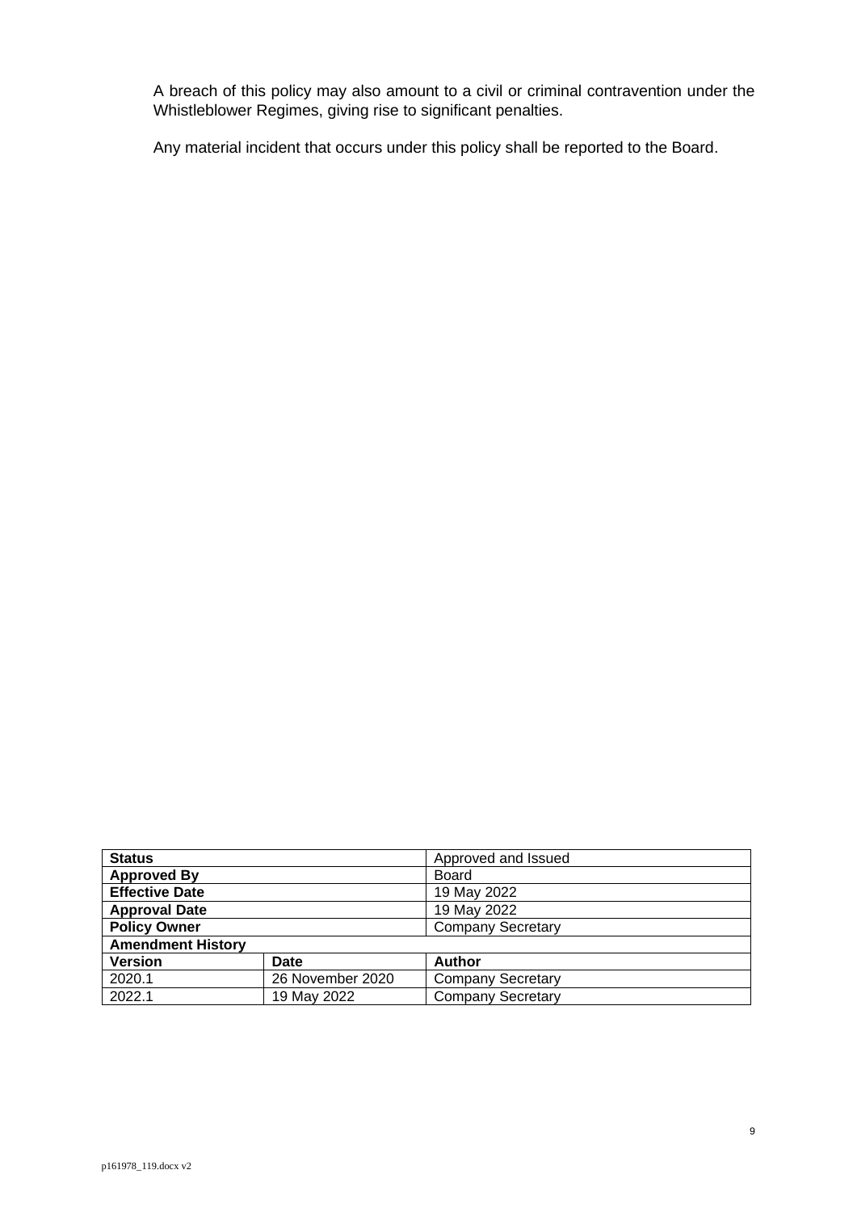A breach of this policy may also amount to a civil or criminal contravention under the Whistleblower Regimes, giving rise to significant penalties.

Any material incident that occurs under this policy shall be reported to the Board.

| | | |
|---|---|---|
| **Status** | | Approved and Issued |
| **Approved By** | | Board |
| **Effective Date** | | 19 May 2022 |
| **Approval Date** | | 19 May 2022 |
| **Policy Owner** | | Company Secretary |
| **Amendment History** | | |
| **Version** | **Date** | **Author** |
| 2020.1 | 26 November 2020 | Company Secretary |
| 2022.1 | 19 May 2022 | Company Secretary |

p161978_119.docx v2